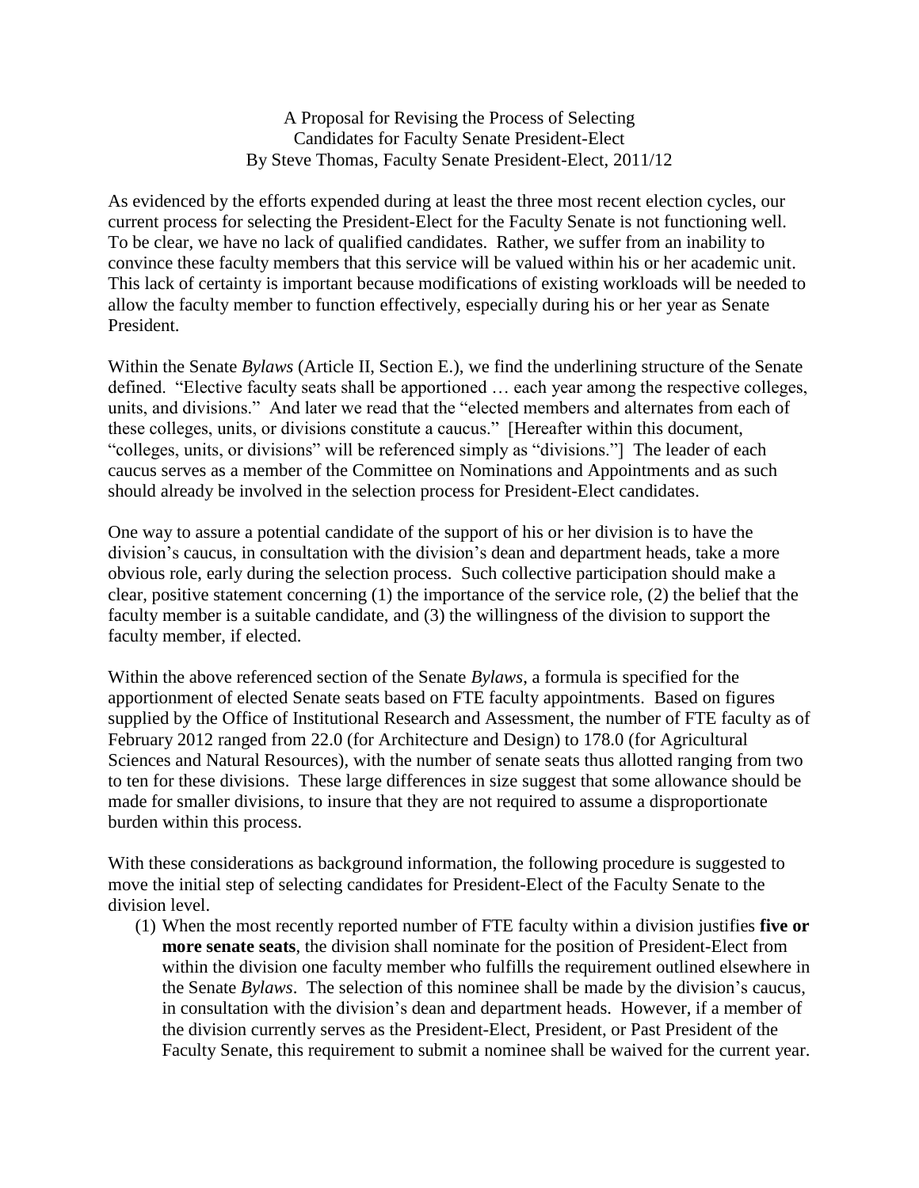# A Proposal for Revising the Process of Selecting Candidates for Faculty Senate President-Elect

By Steve Thomas, Faculty Senate President-Elect, 2011/12

As evidenced by the efforts expended during at least the three most recent election cycles, our current process for selecting the President-Elect for the Faculty Senate is not functioning well. To be clear, we have no lack of qualified candidates. Rather, we suffer from an inability to convince these faculty members that this service will be valued within his or her academic unit. This lack of certainty is important because modifications of existing workloads will be needed to allow the faculty member to function effectively, especially during his or her year as Senate President.

Within the Senate *Bylaws* (Article II, Section E.), we find the underlining structure of the Senate defined. "Elective faculty seats shall be apportioned … each year among the respective colleges, units, and divisions." And later we read that the "elected members and alternates from each of these colleges, units, or divisions constitute a caucus." [Hereafter within this document, "colleges, units, or divisions" will be referenced simply as "divisions."] The leader of each caucus serves as a member of the Committee on Nominations and Appointments and as such should already be involved in the selection process for President-Elect candidates.

One way to assure a potential candidate of the support of his or her division is to have the division's caucus, in consultation with the division's dean and department heads, take a more obvious role, early during the selection process. Such collective participation should make a clear, positive statement concerning (1) the importance of the service role, (2) the belief that the faculty member is a suitable candidate, and (3) the willingness of the division to support the faculty member, if elected.

Within the above referenced section of the Senate *Bylaws*, a formula is specified for the apportionment of elected Senate seats based on FTE faculty appointments. Based on figures supplied by the Office of Institutional Research and Assessment, the number of FTE faculty as of February 2012 ranged from 22.0 (for Architecture and Design) to 178.0 (for Agricultural Sciences and Natural Resources), with the number of senate seats thus allotted ranging from two to ten for these divisions. These large differences in size suggest that some allowance should be made for smaller divisions, to insure that they are not required to assume a disproportionate burden within this process.

With these considerations as background information, the following procedure is suggested to move the initial step of selecting candidates for President-Elect of the Faculty Senate to the division level.

(1) When the most recently reported number of FTE faculty within a division justifies **five or more senate seats**, the division shall nominate for the position of President-Elect from within the division one faculty member who fulfills the requirement outlined elsewhere in the Senate *Bylaws*. The selection of this nominee shall be made by the division's caucus, in consultation with the division's dean and department heads. However, if a member of the division currently serves as the President-Elect, President, or Past President of the Faculty Senate, this requirement to submit a nominee shall be waived for the current year.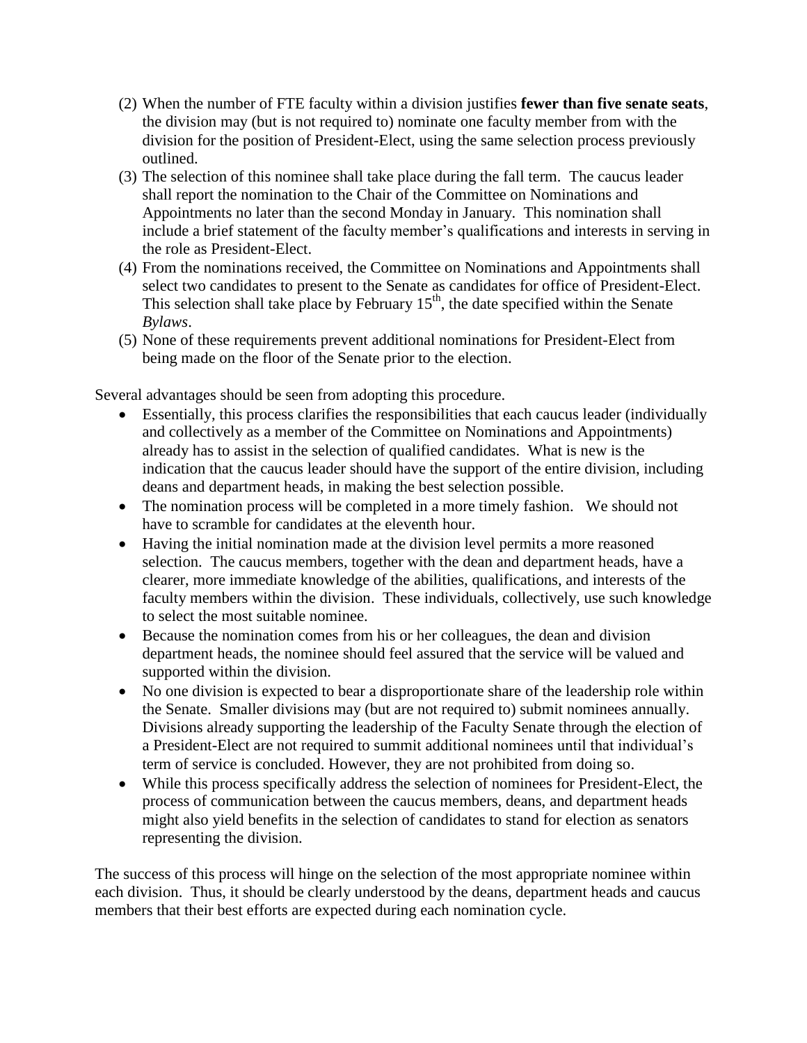(2) When the number of FTE faculty within a division justifies **fewer than five senate seats**, the division may (but is not required to) nominate one faculty member from with the division for the position of President-Elect, using the same selection process previously outlined.

(3) The selection of this nominee shall take place during the fall term. The caucus leader shall report the nomination to the Chair of the Committee on Nominations and Appointments no later than the second Monday in January. This nomination shall include a brief statement of the faculty member's qualifications and interests in serving in the role as President-Elect.

(4) From the nominations received, the Committee on Nominations and Appointments shall select two candidates to present to the Senate as candidates for office of President-Elect. This selection shall take place by February 15th, the date specified within the Senate *Bylaws*.

(5) None of these requirements prevent additional nominations for President-Elect from being made on the floor of the Senate prior to the election.

Several advantages should be seen from adopting this procedure.

- Essentially, this process clarifies the responsibilities that each caucus leader (individually and collectively as a member of the Committee on Nominations and Appointments) already has to assist in the selection of qualified candidates. What is new is the indication that the caucus leader should have the support of the entire division, including deans and department heads, in making the best selection possible.
- The nomination process will be completed in a more timely fashion. We should not have to scramble for candidates at the eleventh hour.
- Having the initial nomination made at the division level permits a more reasoned selection. The caucus members, together with the dean and department heads, have a clearer, more immediate knowledge of the abilities, qualifications, and interests of the faculty members within the division. These individuals, collectively, use such knowledge to select the most suitable nominee.
- Because the nomination comes from his or her colleagues, the dean and division department heads, the nominee should feel assured that the service will be valued and supported within the division.
- No one division is expected to bear a disproportionate share of the leadership role within the Senate. Smaller divisions may (but are not required to) submit nominees annually. Divisions already supporting the leadership of the Faculty Senate through the election of a President-Elect are not required to summit additional nominees until that individual's term of service is concluded. However, they are not prohibited from doing so.
- While this process specifically address the selection of nominees for President-Elect, the process of communication between the caucus members, deans, and department heads might also yield benefits in the selection of candidates to stand for election as senators representing the division.

The success of this process will hinge on the selection of the most appropriate nominee within each division. Thus, it should be clearly understood by the deans, department heads and caucus members that their best efforts are expected during each nomination cycle.